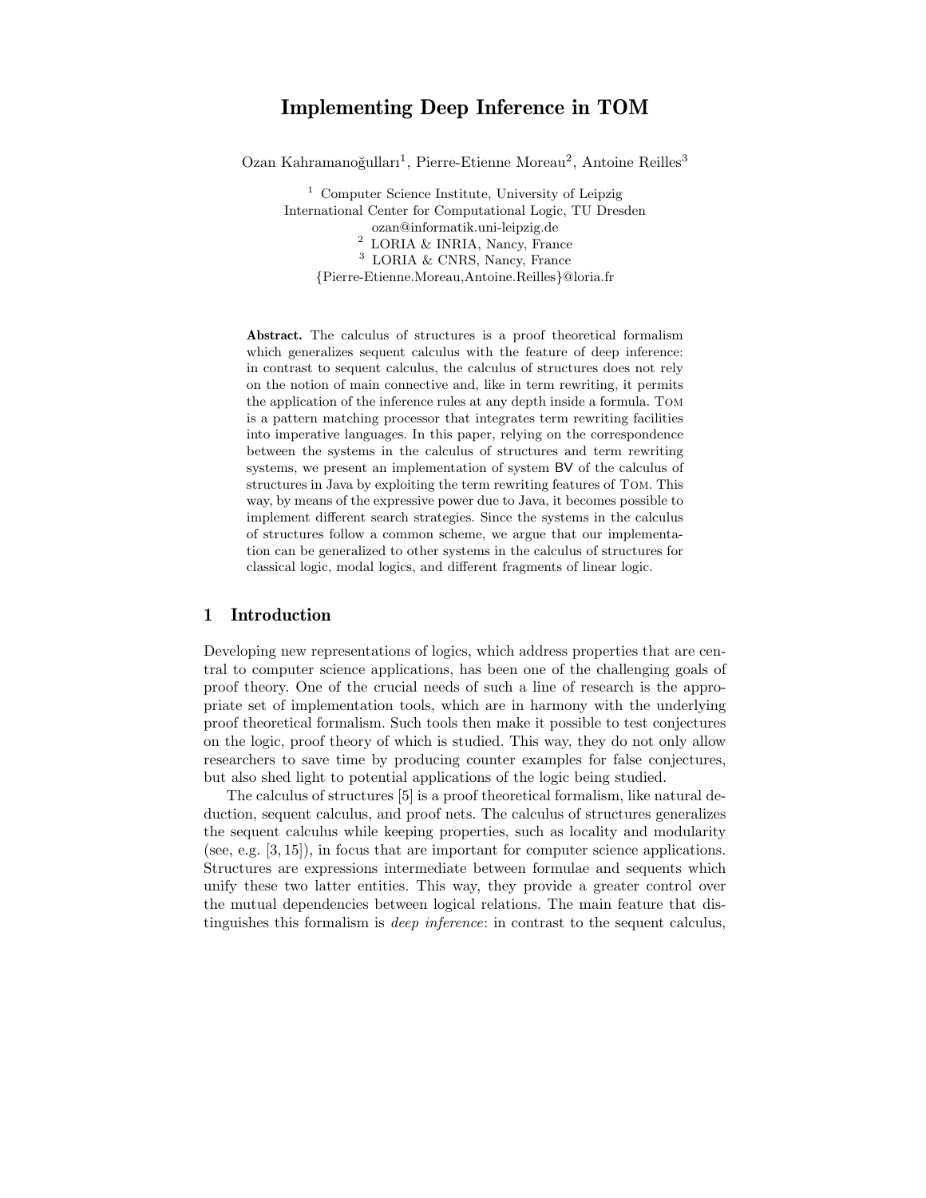# Implementing Deep Inference in TOM

Ozan Kahramanoğulları[1], Pierre-Etienne Moreau[2], Antoine Reilles[3]

[1] Computer Science Institute, University of Leipzig
International Center for Computational Logic, TU Dresden
ozan@informatik.uni-leipzig.de
[2] LORIA & INRIA, Nancy, France
[3] LORIA & CNRS, Nancy, France
{Pierre-Etienne.Moreau,Antoine.Reilles}@loria.fr

**Abstract.** The calculus of structures is a proof theoretical formalism which generalizes sequent calculus with the feature of deep inference: in contrast to sequent calculus, the calculus of structures does not rely on the notion of main connective and, like in term rewriting, it permits the application of the inference rules at any depth inside a formula. Tom is a pattern matching processor that integrates term rewriting facilities into imperative languages. In this paper, relying on the correspondence between the systems in the calculus of structures and term rewriting systems, we present an implementation of system BV of the calculus of structures in Java by exploiting the term rewriting features of Tom. This way, by means of the expressive power due to Java, it becomes possible to implement different search strategies. Since the systems in the calculus of structures follow a common scheme, we argue that our implementation can be generalized to other systems in the calculus of structures for classical logic, modal logics, and different fragments of linear logic.

## 1 Introduction

Developing new representations of logics, which address properties that are central to computer science applications, has been one of the challenging goals of proof theory. One of the crucial needs of such a line of research is the appropriate set of implementation tools, which are in harmony with the underlying proof theoretical formalism. Such tools then make it possible to test conjectures on the logic, proof theory of which is studied. This way, they do not only allow researchers to save time by producing counter examples for false conjectures, but also shed light to potential applications of the logic being studied.

The calculus of structures [5] is a proof theoretical formalism, like natural deduction, sequent calculus, and proof nets. The calculus of structures generalizes the sequent calculus while keeping properties, such as locality and modularity (see, e.g. [3, 15]), in focus that are important for computer science applications. Structures are expressions intermediate between formulae and sequents which unify these two latter entities. This way, they provide a greater control over the mutual dependencies between logical relations. The main feature that distinguishes this formalism is *deep inference*: in contrast to the sequent calculus,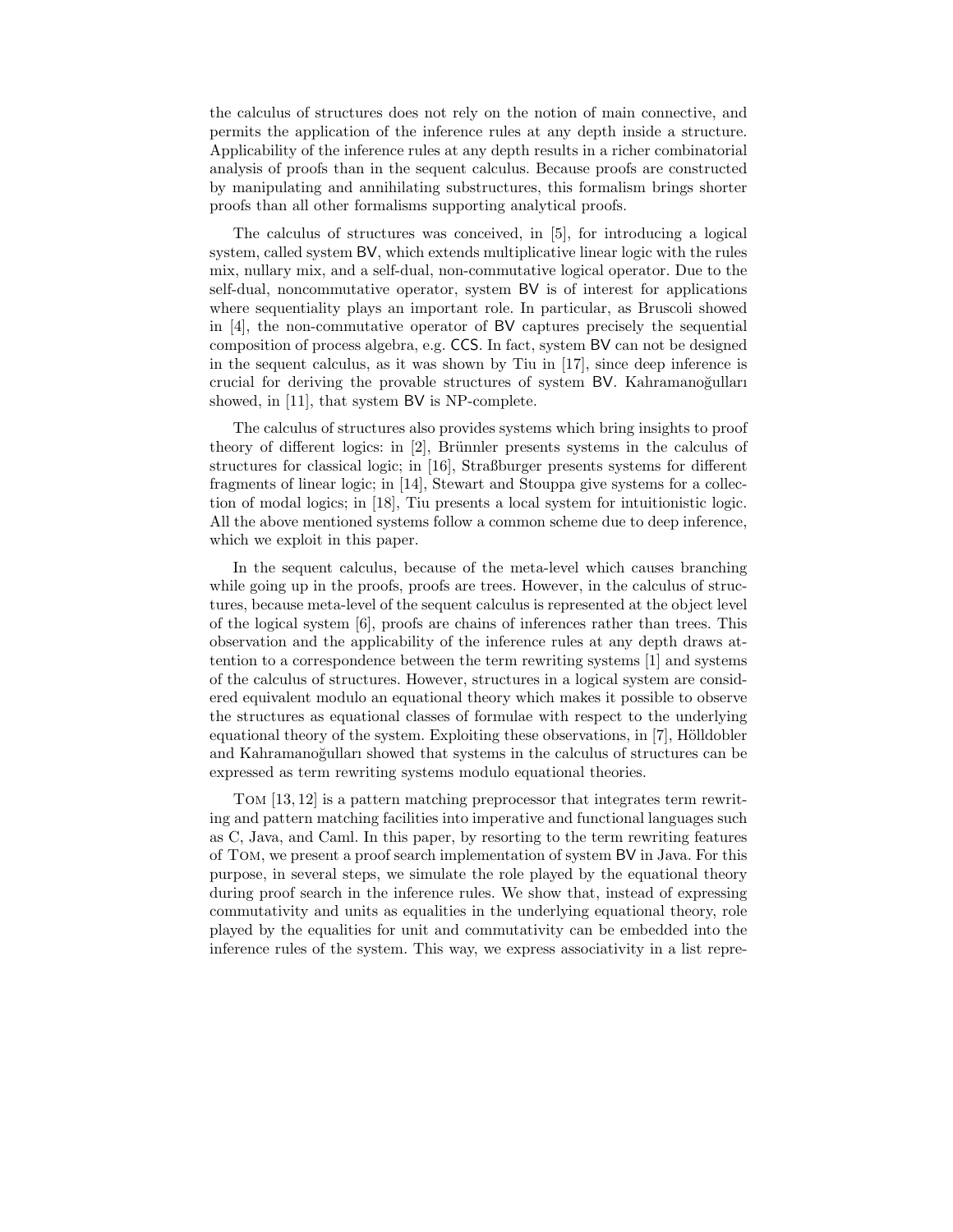the calculus of structures does not rely on the notion of main connective, and permits the application of the inference rules at any depth inside a structure. Applicability of the inference rules at any depth results in a richer combinatorial analysis of proofs than in the sequent calculus. Because proofs are constructed by manipulating and annihilating substructures, this formalism brings shorter proofs than all other formalisms supporting analytical proofs.

The calculus of structures was conceived, in [5], for introducing a logical system, called system BV, which extends multiplicative linear logic with the rules mix, nullary mix, and a self-dual, non-commutative logical operator. Due to the self-dual, noncommutative operator, system BV is of interest for applications where sequentiality plays an important role. In particular, as Bruscoli showed in [4], the non-commutative operator of BV captures precisely the sequential composition of process algebra, e.g. CCS. In fact, system BV can not be designed in the sequent calculus, as it was shown by Tiu in [17], since deep inference is crucial for deriving the provable structures of system BV. Kahramanoğulları showed, in [11], that system BV is NP-complete.

The calculus of structures also provides systems which bring insights to proof theory of different logics: in [2], Brünnler presents systems in the calculus of structures for classical logic; in [16], Straßburger presents systems for different fragments of linear logic; in [14], Stewart and Stouppa give systems for a collection of modal logics; in [18], Tiu presents a local system for intuitionistic logic. All the above mentioned systems follow a common scheme due to deep inference, which we exploit in this paper.

In the sequent calculus, because of the meta-level which causes branching while going up in the proofs, proofs are trees. However, in the calculus of structures, because meta-level of the sequent calculus is represented at the object level of the logical system [6], proofs are chains of inferences rather than trees. This observation and the applicability of the inference rules at any depth draws attention to a correspondence between the term rewriting systems [1] and systems of the calculus of structures. However, structures in a logical system are considered equivalent modulo an equational theory which makes it possible to observe the structures as equational classes of formulae with respect to the underlying equational theory of the system. Exploiting these observations, in [7], Hölldobler and Kahramanoğulları showed that systems in the calculus of structures can be expressed as term rewriting systems modulo equational theories.

Tom [13, 12] is a pattern matching preprocessor that integrates term rewriting and pattern matching facilities into imperative and functional languages such as C, Java, and Caml. In this paper, by resorting to the term rewriting features of Tom, we present a proof search implementation of system BV in Java. For this purpose, in several steps, we simulate the role played by the equational theory during proof search in the inference rules. We show that, instead of expressing commutativity and units as equalities in the underlying equational theory, role played by the equalities for unit and commutativity can be embedded into the inference rules of the system. This way, we express associativity in a list repre-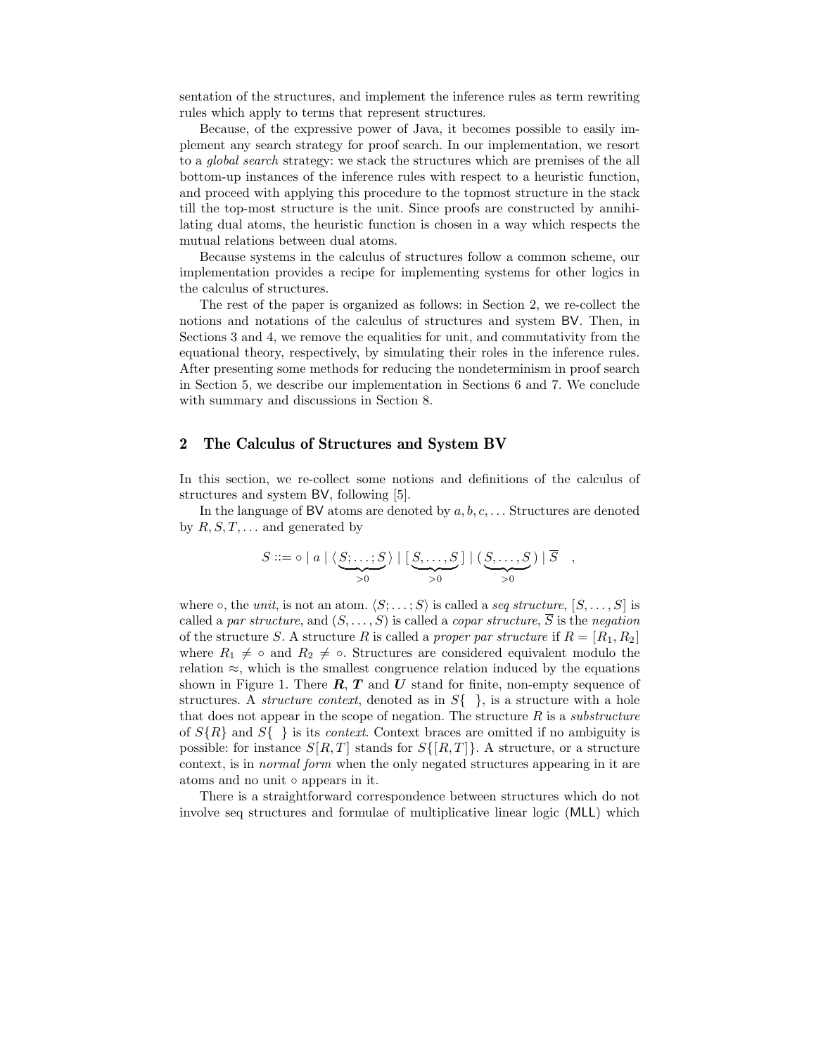sentation of the structures, and implement the inference rules as term rewriting rules which apply to terms that represent structures.

Because, of the expressive power of Java, it becomes possible to easily implement any search strategy for proof search. In our implementation, we resort to a *global search* strategy: we stack the structures which are premises of the all bottom-up instances of the inference rules with respect to a heuristic function, and proceed with applying this procedure to the topmost structure in the stack till the top-most structure is the unit. Since proofs are constructed by annihilating dual atoms, the heuristic function is chosen in a way which respects the mutual relations between dual atoms.

Because systems in the calculus of structures follow a common scheme, our implementation provides a recipe for implementing systems for other logics in the calculus of structures.

The rest of the paper is organized as follows: in Section 2, we re-collect the notions and notations of the calculus of structures and system BV. Then, in Sections 3 and 4, we remove the equalities for unit, and commutativity from the equational theory, respectively, by simulating their roles in the inference rules. After presenting some methods for reducing the nondeterminism in proof search in Section 5, we describe our implementation in Sections 6 and 7. We conclude with summary and discussions in Section 8.

## 2 The Calculus of Structures and System BV

In this section, we re-collect some notions and definitions of the calculus of structures and system BV, following [5].

In the language of BV atoms are denoted by $a, b, c, \ldots$ Structures are denoted by $R, S, T, \ldots$ and generated by

$$S ::= \circ \mid a \mid \langle \underbrace{S; \ldots ; S}_{>0} \rangle \mid [\underbrace{S, \ldots , S}_{>0}] \mid (\underbrace{S, \ldots , S}_{>0}) \mid \overline{S} \quad ,$$

where $\circ$, the *unit*, is not an atom. $\langle S; \ldots ; S\rangle$ is called a *seq structure*, $[S, \ldots , S]$ is called a *par structure*, and $(S, \ldots , S)$ is called a *copar structure*, $\overline{S}$ is the *negation* of the structure $S$. A structure $R$ is called a *proper par structure* if $R = [R_1, R_2]$ where $R_1 \neq \circ$ and $R_2 \neq \circ$. Structures are considered equivalent modulo the relation $\approx$, which is the smallest congruence relation induced by the equations shown in Figure 1. There $\boldsymbol{R}$, $\boldsymbol{T}$ and $\boldsymbol{U}$ stand for finite, non-empty sequence of structures. A *structure context*, denoted as in $S\{\ \}$, is a structure with a hole that does not appear in the scope of negation. The structure $R$ is a *substructure* of $S\{R\}$ and $S\{\ \}$ is its *context*. Context braces are omitted if no ambiguity is possible: for instance $S[R, T]$ stands for $S\{[R, T]\}$. A structure, or a structure context, is in *normal form* when the only negated structures appearing in it are atoms and no unit $\circ$ appears in it.

There is a straightforward correspondence between structures which do not involve seq structures and formulae of multiplicative linear logic (MLL) which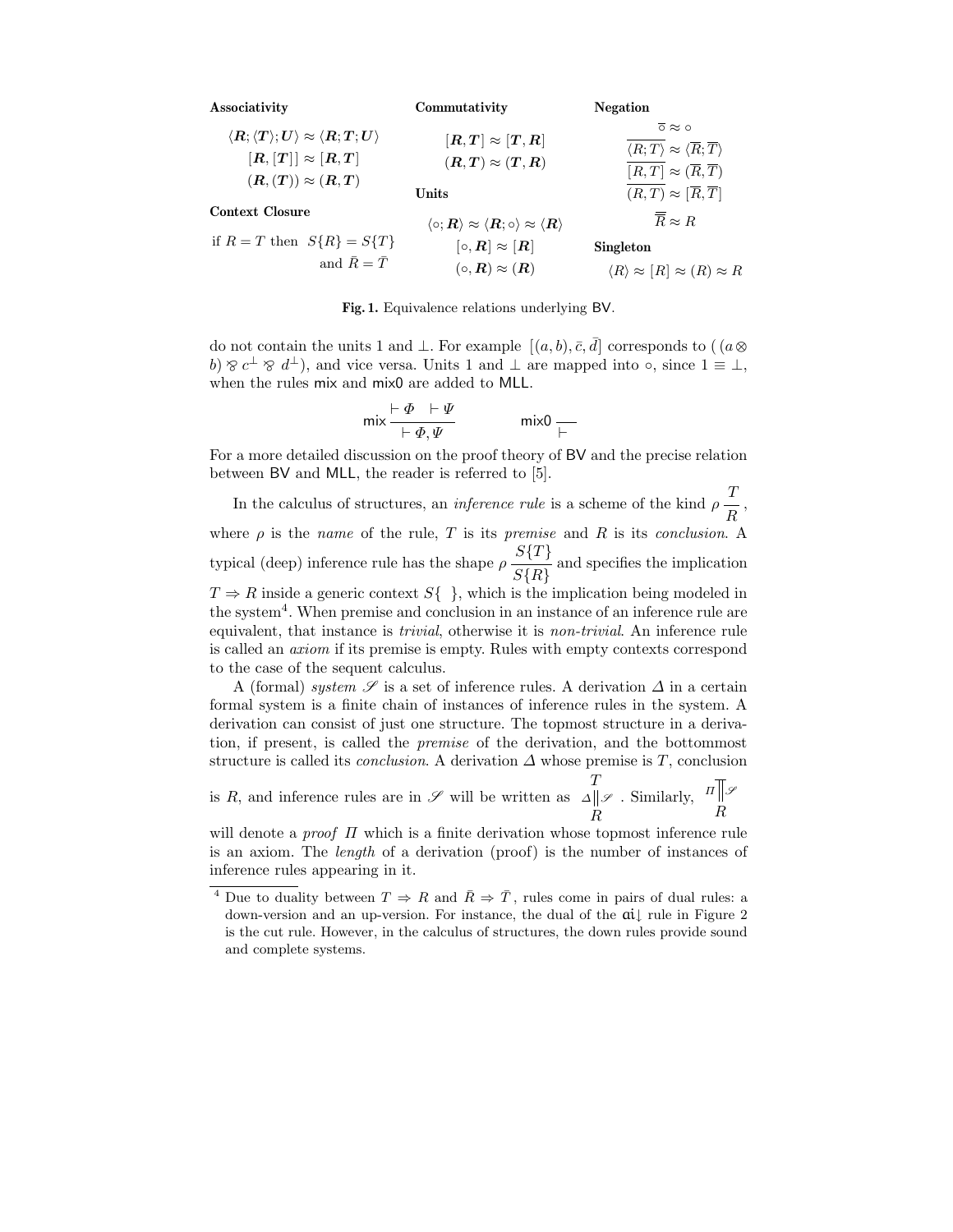**Associativity**

$$\langle \boldsymbol{R}; \langle \boldsymbol{T} \rangle; \boldsymbol{U} \rangle \approx \langle \boldsymbol{R}; \boldsymbol{T}; \boldsymbol{U} \rangle$$
$$[\boldsymbol{R}, [\boldsymbol{T}]] \approx [\boldsymbol{R}, \boldsymbol{T}]$$
$$(\boldsymbol{R}, (\boldsymbol{T})) \approx (\boldsymbol{R}, \boldsymbol{T})$$

**Context Closure**

if $R = T$ then $S\{R\} = S\{T\}$ and $\bar{R} = \bar{T}$

**Commutativity**

$$[\boldsymbol{R}, \boldsymbol{T}] \approx [\boldsymbol{T}, \boldsymbol{R}]$$
$$(\boldsymbol{R}, \boldsymbol{T}) \approx (\boldsymbol{T}, \boldsymbol{R})$$

**Units**

$$\langle \circ; \boldsymbol{R} \rangle \approx \langle \boldsymbol{R}; \circ \rangle \approx \langle \boldsymbol{R} \rangle$$
$$[\circ, \boldsymbol{R}] \approx [\boldsymbol{R}]$$
$$(\circ, \boldsymbol{R}) \approx (\boldsymbol{R})$$

**Negation**

$$\overline{\circ} \approx \circ$$
$$\overline{\langle R; T \rangle} \approx \langle \overline{R}; \overline{T} \rangle$$
$$\overline{[R, T]} \approx (\overline{R}, \overline{T})$$
$$\overline{(R, T)} \approx [\overline{R}, \overline{T}]$$
$$\overline{\overline{R}} \approx R$$

**Singleton**

$$\langle R \rangle \approx [R] \approx (R) \approx R$$

**Fig. 1.** Equivalence relations underlying BV.

do not contain the units 1 and $\bot$. For example $[(a, b), \bar{c}, \bar{d}]$ corresponds to $((a \otimes b) \mathbin{⅋} c^{\bot} \mathbin{⅋} d^{\bot})$, and vice versa. Units 1 and $\bot$ are mapped into $\circ$, since $1 \equiv \bot$, when the rules mix and mix0 are added to MLL.

$$\mathsf{mix}\,\frac{\vdash \Phi \quad \vdash \Psi}{\vdash \Phi, \Psi} \qquad\qquad \mathsf{mix0}\,\frac{}{\vdash}$$

For a more detailed discussion on the proof theory of BV and the precise relation between BV and MLL, the reader is referred to [5].

In the calculus of structures, an *inference rule* is a scheme of the kind $\rho\,\dfrac{T}{R}$, where $\rho$ is the *name* of the rule, $T$ is its *premise* and $R$ is its *conclusion*. A typical (deep) inference rule has the shape $\rho\,\dfrac{S\{T\}}{S\{R\}}$ and specifies the implication $T \Rightarrow R$ inside a generic context $S\{\ \}$, which is the implication being modeled in the system[4]. When premise and conclusion in an instance of an inference rule are equivalent, that instance is *trivial*, otherwise it is *non-trivial*. An inference rule is called an *axiom* if its premise is empty. Rules with empty contexts correspond to the case of the sequent calculus.

A (formal) *system* $\mathscr{S}$ is a set of inference rules. A derivation $\Delta$ in a certain formal system is a finite chain of instances of inference rules in the system. A derivation can consist of just one structure. The topmost structure in a derivation, if present, is called the *premise* of the derivation, and the bottommost structure is called its *conclusion*. A derivation $\Delta$ whose premise is $T$, conclusion is $R$, and inference rules are in $\mathscr{S}$ will be written as $\begin{array}{c} T \\ \Delta \Vert \mathscr{S} \\ R \end{array}$. Similarly, $\begin{array}{c} \Pi \Vert \mathscr{S} \\ R \end{array}$ will denote a *proof* $\Pi$ which is a finite derivation whose topmost inference rule is an axiom. The *length* of a derivation (proof) is the number of instances of inference rules appearing in it.

---

[4] Due to duality between $T \Rightarrow R$ and $\bar{R} \Rightarrow \bar{T}$, rules come in pairs of dual rules: a down-version and an up-version. For instance, the dual of the $\mathsf{ai}{\downarrow}$ rule in Figure 2 is the cut rule. However, in the calculus of structures, the down rules provide sound and complete systems.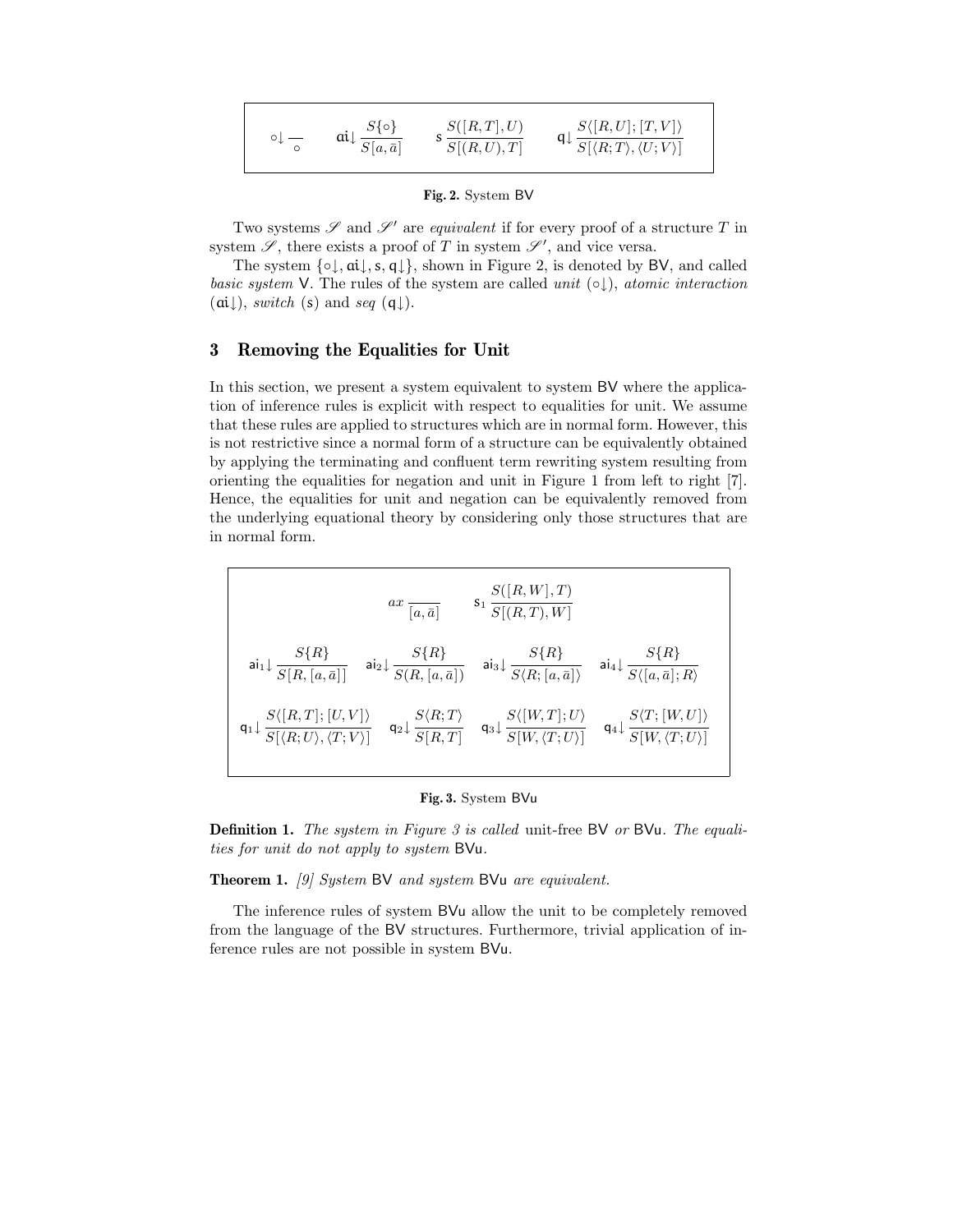$$
\circ\!\downarrow \frac{}{\circ} \qquad \mathsf{ai}\!\downarrow \frac{S\{\circ\}}{S[a,\bar{a}]} \qquad \mathsf{s}\,\frac{S([R,T],U)}{S[(R,U),T]} \qquad \mathsf{q}\!\downarrow \frac{S\langle [R,U];[T,V]\rangle}{S[\langle R;T\rangle,\langle U;V\rangle]}
$$

**Fig. 2.** System BV

Two systems $\mathscr{S}$ and $\mathscr{S}'$ are *equivalent* if for every proof of a structure $T$ in system $\mathscr{S}$, there exists a proof of $T$ in system $\mathscr{S}'$, and vice versa.

The system $\{\circ\!\downarrow, \mathsf{ai}\!\downarrow, \mathsf{s}, \mathsf{q}\!\downarrow\}$, shown in Figure 2, is denoted by BV, and called *basic system* V. The rules of the system are called *unit* ($\circ\!\downarrow$), *atomic interaction* ($\mathsf{ai}\!\downarrow$), *switch* ($\mathsf{s}$) and *seq* ($\mathsf{q}\!\downarrow$).

## 3 Removing the Equalities for Unit

In this section, we present a system equivalent to system BV where the application of inference rules is explicit with respect to equalities for unit. We assume that these rules are applied to structures which are in normal form. However, this is not restrictive since a normal form of a structure can be equivalently obtained by applying the terminating and confluent term rewriting system resulting from orienting the equalities for negation and unit in Figure 1 from left to right [7]. Hence, the equalities for unit and negation can be equivalently removed from the underlying equational theory by considering only those structures that are in normal form.

$$
ax\,\frac{}{[a,\bar{a}]} \qquad \mathsf{s}_1\,\frac{S([R,W],T)}{S[(R,T),W]}
$$

$$
\mathsf{ai}_1\!\downarrow \frac{S\{R\}}{S[R,[a,\bar{a}]]} \qquad \mathsf{ai}_2\!\downarrow \frac{S\{R\}}{S(R,[a,\bar{a}])} \qquad \mathsf{ai}_3\!\downarrow \frac{S\{R\}}{S\langle R;[a,\bar{a}]\rangle} \qquad \mathsf{ai}_4\!\downarrow \frac{S\{R\}}{S\langle [a,\bar{a}];R\rangle}
$$

$$
\mathsf{q}_1\!\downarrow \frac{S\langle [R,T];[U,V]\rangle}{S[\langle R;U\rangle,\langle T;V\rangle]} \qquad \mathsf{q}_2\!\downarrow \frac{S\langle R;T\rangle}{S[R,T]} \qquad \mathsf{q}_3\!\downarrow \frac{S\langle [W,T];U\rangle}{S[W,\langle T;U\rangle]} \qquad \mathsf{q}_4\!\downarrow \frac{S\langle T;[W,U]\rangle}{S[W,\langle T;U\rangle]}
$$

**Fig. 3.** System BVu

**Definition 1.** *The system in Figure 3 is called* unit-free BV *or* BVu*. The equalities for unit do not apply to system* BVu*.*

**Theorem 1.** *[9] System* BV *and system* BVu *are equivalent.*

The inference rules of system BVu allow the unit to be completely removed from the language of the BV structures. Furthermore, trivial application of inference rules are not possible in system BVu.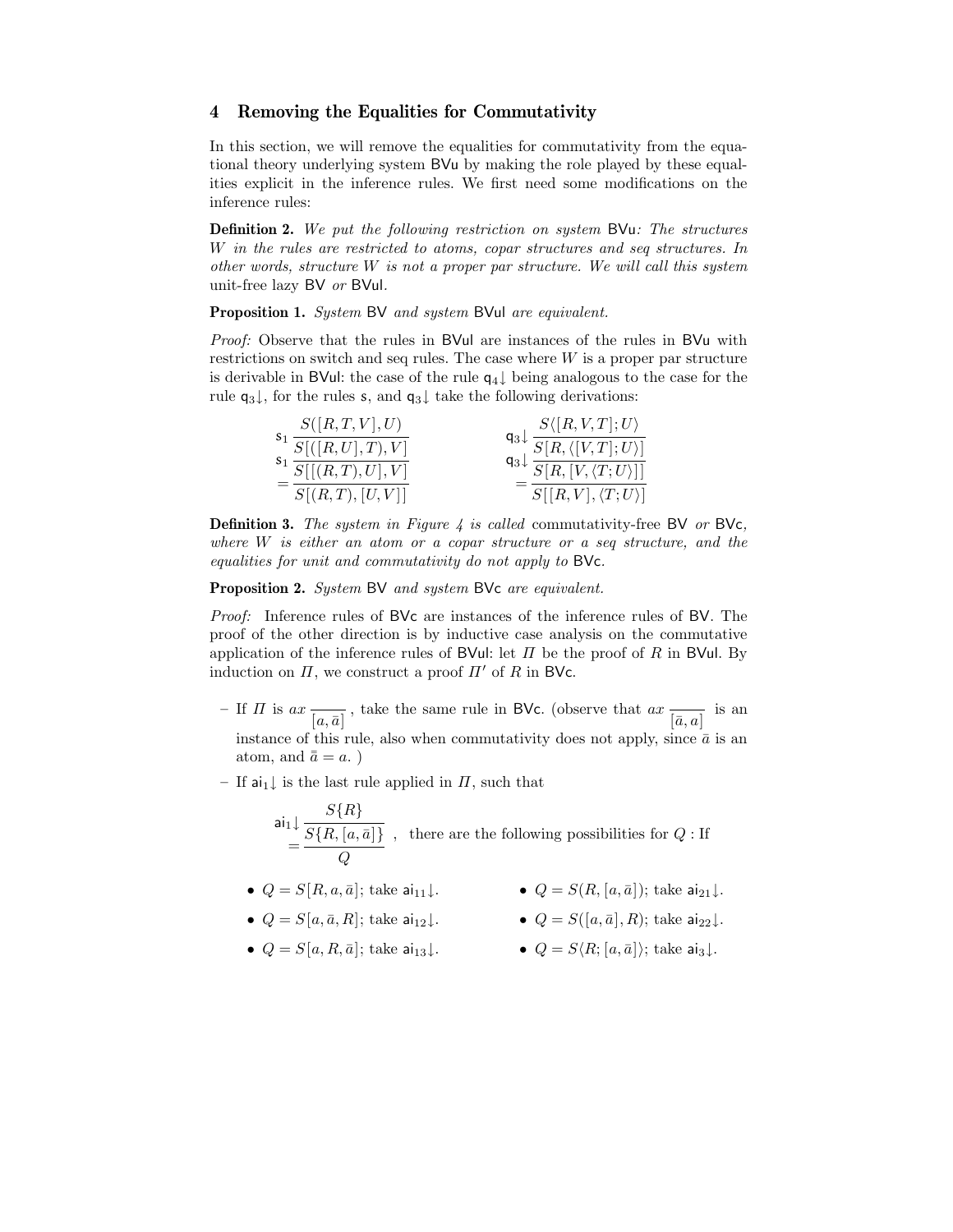## 4 Removing the Equalities for Commutativity

In this section, we will remove the equalities for commutativity from the equational theory underlying system BVu by making the role played by these equalities explicit in the inference rules. We first need some modifications on the inference rules:

**Definition 2.** *We put the following restriction on system* BVu*: The structures $W$ in the rules are restricted to atoms, copar structures and seq structures. In other words, structure $W$ is not a proper par structure. We will call this system* unit-free lazy BV *or* BVul.

**Proposition 1.** *System* BV *and system* BVul *are equivalent.*

*Proof:* Observe that the rules in BVul are instances of the rules in BVu with restrictions on switch and seq rules. The case where $W$ is a proper par structure is derivable in BVul: the case of the rule $\mathsf{q}_4\!\downarrow$ being analogous to the case for the rule $\mathsf{q}_3\!\downarrow$, for the rules $\mathsf{s}$, and $\mathsf{q}_3\!\downarrow$ take the following derivations:

$$
\dfrac{\dfrac{\dfrac{S([R,T,V],U)}{S[([R,U],T),V]}\,\mathsf{s}_1}{S[[(R,T),U],V]}\,\mathsf{s}_1}{S[(R,T),[U,V]]}\,=
\qquad\qquad
\dfrac{\dfrac{\dfrac{S\langle[R,V,T];U\rangle}{S[R,\langle[V,T];U\rangle]}\,\mathsf{q}_3\!\downarrow}{S[R,[V,\langle T;U\rangle]]}\,\mathsf{q}_3\!\downarrow}{S[[R,V],\langle T;U\rangle]}\,=
$$

**Definition 3.** *The system in Figure 4 is called* commutativity-free BV *or* BVc*, where $W$ is either an atom or a copar structure or a seq structure, and the equalities for unit and commutativity do not apply to* BVc.

**Proposition 2.** *System* BV *and system* BVc *are equivalent.*

*Proof:* Inference rules of BVc are instances of the inference rules of BV. The proof of the other direction is by inductive case analysis on the commutative application of the inference rules of BVul: let $\Pi$ be the proof of $R$ in BVul. By induction on $\Pi$, we construct a proof $\Pi'$ of $R$ in BVc.

– If $\Pi$ is $ax\,\dfrac{}{[a,\bar{a}]}$, take the same rule in BVc. (observe that $ax\,\dfrac{}{[\bar{a},a]}$ is an instance of this rule, also when commutativity does not apply, since $\bar{a}$ is an atom, and $\bar{\bar{a}} = a$. )

– If $\mathsf{ai}_1\!\downarrow$ is the last rule applied in $\Pi$, such that

$$
\dfrac{\dfrac{S\{R\}}{S\{R,[a,\bar{a}]\}}\,\mathsf{ai}_1\!\downarrow}{Q}\,= \quad , \text{ there are the following possibilities for } Q : \text{If}
$$

- $Q = S[R,a,\bar{a}]$; take $\mathsf{ai}_{11}\!\downarrow$.
- $Q = S[a,\bar{a},R]$; take $\mathsf{ai}_{12}\!\downarrow$.
- $Q = S[a,R,\bar{a}]$; take $\mathsf{ai}_{13}\!\downarrow$.
- $Q = S(R,[a,\bar{a}])$; take $\mathsf{ai}_{21}\!\downarrow$.
- $Q = S([a,\bar{a}],R)$; take $\mathsf{ai}_{22}\!\downarrow$.
- $Q = S\langle R;[a,\bar{a}]\rangle$; take $\mathsf{ai}_3\!\downarrow$.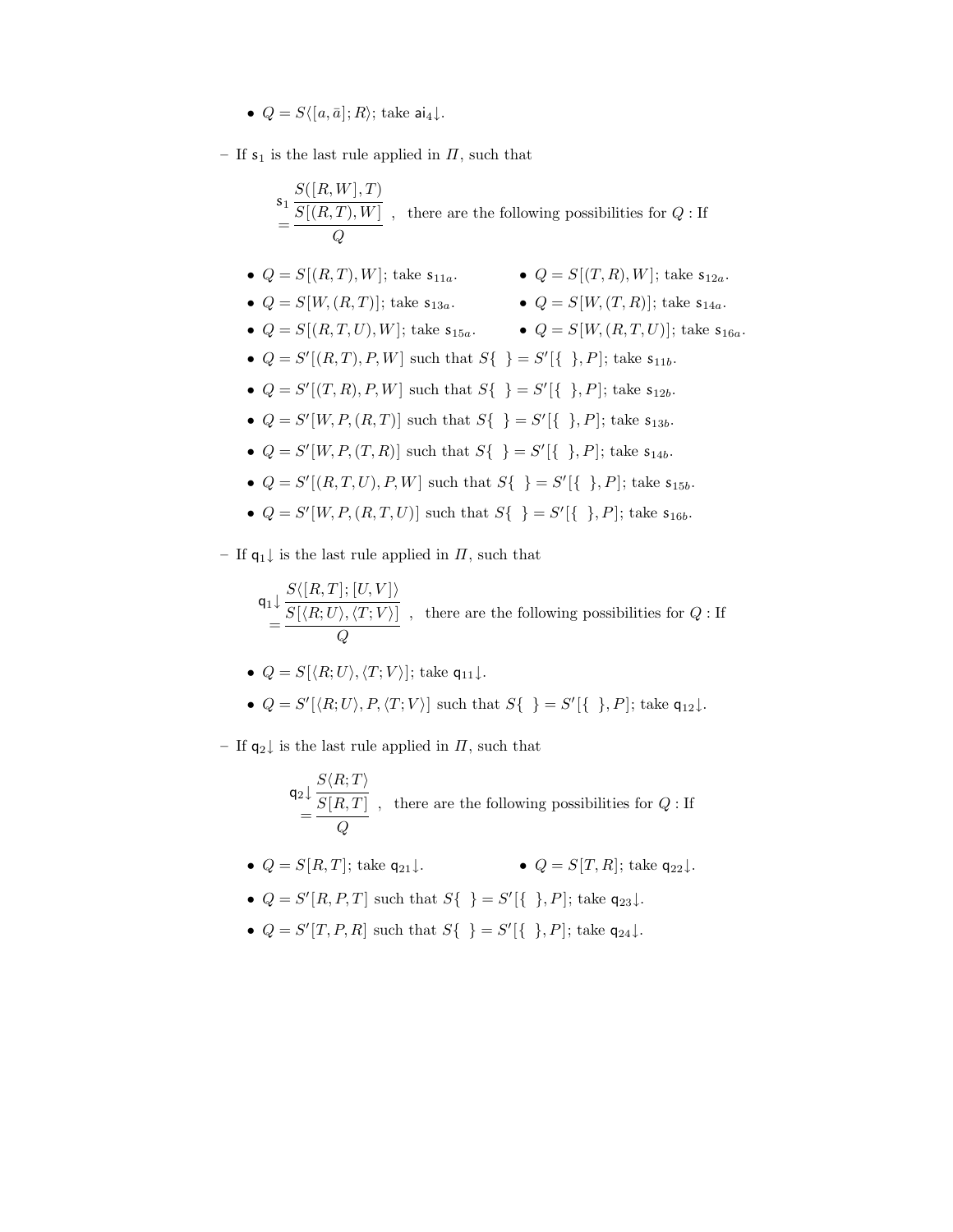- $Q = S\langle [a, \bar{a}]; R \rangle$; take $\mathsf{ai}_4\!\downarrow$.

- If $\mathsf{s}_1$ is the last rule applied in $\Pi$, such that

$$\mathsf{s}_1 \frac{S([R,W],T)}{\dfrac{S[(R,T),W]}{Q}} \; = \quad , \quad \text{there are the following possibilities for } Q: \text{If}$$

  - $Q = S[(R,T),W]$; take $\mathsf{s}_{11a}$.
  - $Q = S[(T,R),W]$; take $\mathsf{s}_{12a}$.
  - $Q = S[W,(R,T)]$; take $\mathsf{s}_{13a}$.
  - $Q = S[W,(T,R)]$; take $\mathsf{s}_{14a}$.
  - $Q = S[(R,T,U),W]$; take $\mathsf{s}_{15a}$.
  - $Q = S[W,(R,T,U)]$; take $\mathsf{s}_{16a}$.
  - $Q = S'[(R,T),P,W]$ such that $S\{\ \} = S'[\{\ \},P]$; take $\mathsf{s}_{11b}$.
  - $Q = S'[(T,R),P,W]$ such that $S\{\ \} = S'[\{\ \},P]$; take $\mathsf{s}_{12b}$.
  - $Q = S'[W,P,(R,T)]$ such that $S\{\ \} = S'[\{\ \},P]$; take $\mathsf{s}_{13b}$.
  - $Q = S'[W,P,(T,R)]$ such that $S\{\ \} = S'[\{\ \},P]$; take $\mathsf{s}_{14b}$.
  - $Q = S'[(R,T,U),P,W]$ such that $S\{\ \} = S'[\{\ \},P]$; take $\mathsf{s}_{15b}$.
  - $Q = S'[W,P,(R,T,U)]$ such that $S\{\ \} = S'[\{\ \},P]$; take $\mathsf{s}_{16b}$.

- If $\mathsf{q}_1\!\downarrow$ is the last rule applied in $\Pi$, such that

$$\mathsf{q}_1\!\downarrow \frac{S\langle [R,T];[U,V]\rangle}{\dfrac{S[\langle R;U\rangle,\langle T;V\rangle]}{Q}} \; = \quad , \quad \text{there are the following possibilities for } Q: \text{If}$$

  - $Q = S[\langle R;U\rangle,\langle T;V\rangle]$; take $\mathsf{q}_{11}\!\downarrow$.
  - $Q = S'[\langle R;U\rangle,P,\langle T;V\rangle]$ such that $S\{\ \} = S'[\{\ \},P]$; take $\mathsf{q}_{12}\!\downarrow$.

- If $\mathsf{q}_2\!\downarrow$ is the last rule applied in $\Pi$, such that

$$\mathsf{q}_2\!\downarrow \frac{S\langle R;T\rangle}{\dfrac{S[R,T]}{Q}} \; = \quad , \quad \text{there are the following possibilities for } Q: \text{If}$$

  - $Q = S[R,T]$; take $\mathsf{q}_{21}\!\downarrow$.
  - $Q = S[T,R]$; take $\mathsf{q}_{22}\!\downarrow$.
  - $Q = S'[R,P,T]$ such that $S\{\ \} = S'[\{\ \},P]$; take $\mathsf{q}_{23}\!\downarrow$.
  - $Q = S'[T,P,R]$ such that $S\{\ \} = S'[\{\ \},P]$; take $\mathsf{q}_{24}\!\downarrow$.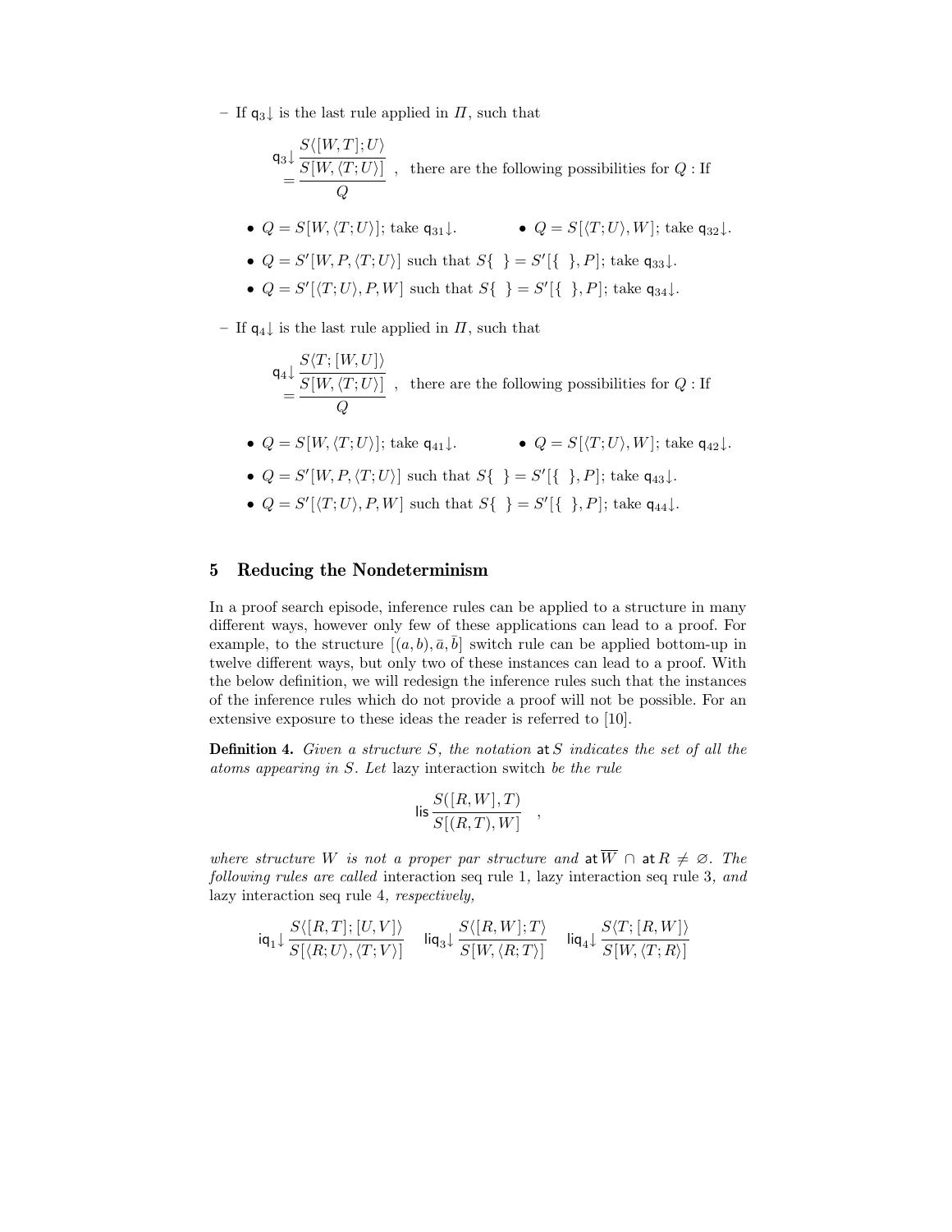– If $\mathsf{q}_3\!\downarrow$ is the last rule applied in $\Pi$, such that

$$\mathsf{q}_3\!\downarrow \frac{S\langle [W,T];U\rangle}{\dfrac{S[W,\langle T;U\rangle]}{Q}} = \quad , \quad \text{there are the following possibilities for } Q : \text{If}$$

- $Q = S[W, \langle T;U\rangle]$; take $\mathsf{q}_{31}\!\downarrow$.
- $Q = S[\langle T;U\rangle, W]$; take $\mathsf{q}_{32}\!\downarrow$.
- $Q = S'[W, P, \langle T;U\rangle]$ such that $S\{\ \} = S'[\{\ \}, P]$; take $\mathsf{q}_{33}\!\downarrow$.
- $Q = S'[\langle T;U\rangle, P, W]$ such that $S\{\ \} = S'[\{\ \}, P]$; take $\mathsf{q}_{34}\!\downarrow$.

– If $\mathsf{q}_4\!\downarrow$ is the last rule applied in $\Pi$, such that

$$\mathsf{q}_4\!\downarrow \frac{S\langle T;[W,U]\rangle}{\dfrac{S[W,\langle T;U\rangle]}{Q}} = \quad , \quad \text{there are the following possibilities for } Q : \text{If}$$

- $Q = S[W, \langle T;U\rangle]$; take $\mathsf{q}_{41}\!\downarrow$.
- $Q = S[\langle T;U\rangle, W]$; take $\mathsf{q}_{42}\!\downarrow$.
- $Q = S'[W, P, \langle T;U\rangle]$ such that $S\{\ \} = S'[\{\ \}, P]$; take $\mathsf{q}_{43}\!\downarrow$.
- $Q = S'[\langle T;U\rangle, P, W]$ such that $S\{\ \} = S'[\{\ \}, P]$; take $\mathsf{q}_{44}\!\downarrow$.

## 5 Reducing the Nondeterminism

In a proof search episode, inference rules can be applied to a structure in many different ways, however only few of these applications can lead to a proof. For example, to the structure $[(a,b),\bar{a},\bar{b}]$ switch rule can be applied bottom-up in twelve different ways, but only two of these instances can lead to a proof. With the below definition, we will redesign the inference rules such that the instances of the inference rules which do not provide a proof will not be possible. For an extensive exposure to these ideas the reader is referred to [10].

**Definition 4.** *Given a structure $S$, the notation* $\mathsf{at}\,S$ *indicates the set of all the atoms appearing in $S$. Let* lazy interaction switch *be the rule*

$$\mathsf{lis}\,\frac{S([R,W],T)}{S[(R,T),W]} \quad ,$$

*where structure $W$ is not a proper par structure and* $\mathsf{at}\,\overline{W} \cap \mathsf{at}\,R \neq \varnothing$. *The following rules are called* interaction seq rule 1, lazy interaction seq rule 3, *and* lazy interaction seq rule 4, *respectively,*

$$\mathsf{iq}_1\!\downarrow \frac{S\langle [R,T];[U,V]\rangle}{S[\langle R;U\rangle,\langle T;V\rangle]} \qquad \mathsf{liq}_3\!\downarrow \frac{S\langle [R,W];T\rangle}{S[W,\langle R;T\rangle]} \qquad \mathsf{liq}_4\!\downarrow \frac{S\langle T;[R,W]\rangle}{S[W,\langle T;R\rangle]}$$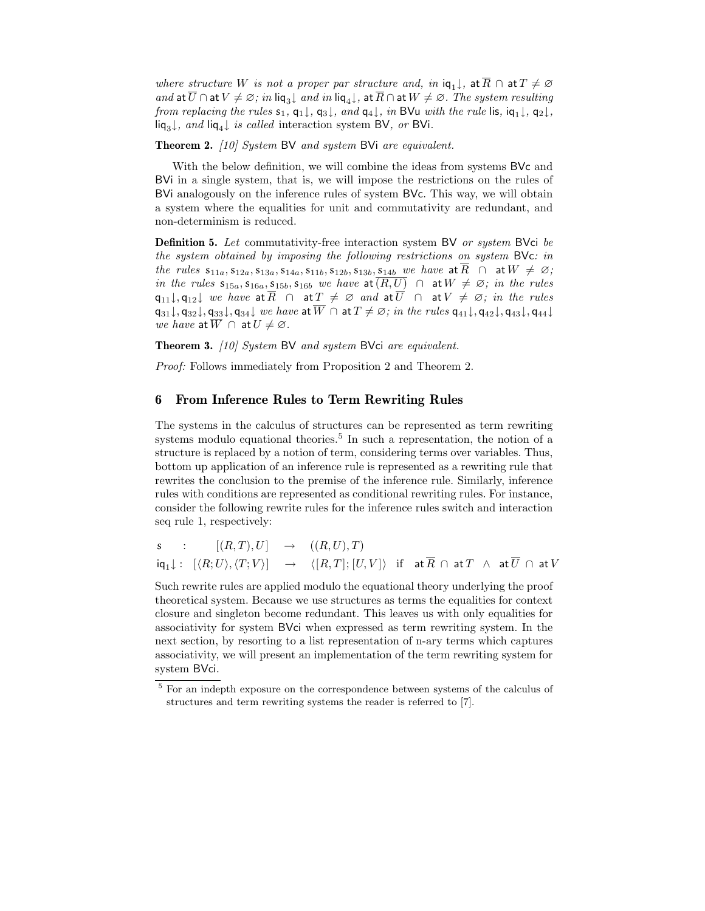*where structure $W$ is not a proper par structure and, in* $\mathsf{iq}_1{\downarrow}$, $\mathsf{at}\,\overline{R} \cap \mathsf{at}\,T \neq \varnothing$ *and* $\mathsf{at}\,\overline{U} \cap \mathsf{at}\,V \neq \varnothing$*; in* $\mathsf{liq}_3{\downarrow}$ *and in* $\mathsf{liq}_4{\downarrow}$, $\mathsf{at}\,\overline{R} \cap \mathsf{at}\,W \neq \varnothing$*. The system resulting from replacing the rules* $\mathsf{s}_1$, $\mathsf{q}_1{\downarrow}$, $\mathsf{q}_3{\downarrow}$*, and* $\mathsf{q}_4{\downarrow}$*, in* BVu *with the rule* lis, $\mathsf{iq}_1{\downarrow}$, $\mathsf{q}_2{\downarrow}$, $\mathsf{liq}_3{\downarrow}$*, and* $\mathsf{liq}_4{\downarrow}$ *is called* interaction system BV*, or* BVi*.*

**Theorem 2.** *[10] System* BV *and system* BVi *are equivalent.*

With the below definition, we will combine the ideas from systems BVc and BVi in a single system, that is, we will impose the restrictions on the rules of BVi analogously on the inference rules of system BVc. This way, we will obtain a system where the equalities for unit and commutativity are redundant, and non-determinism is reduced.

**Definition 5.** *Let* commutativity-free interaction system BV *or system* BVci *be the system obtained by imposing the following restrictions on system* BVc*: in the rules* $\mathsf{s}_{11a}, \mathsf{s}_{12a}, \mathsf{s}_{13a}, \mathsf{s}_{14a}, \mathsf{s}_{11b}, \mathsf{s}_{12b}, \mathsf{s}_{13b}, \mathsf{s}_{14b}$ *we have* $\mathsf{at}\,\overline{R} \;\cap\; \mathsf{at}\,W \neq \varnothing$*; in the rules* $\mathsf{s}_{15a}, \mathsf{s}_{16a}, \mathsf{s}_{15b}, \mathsf{s}_{16b}$ *we have* $\mathsf{at}\,\overline{(R,U)} \;\cap\; \mathsf{at}\,W \neq \varnothing$*; in the rules* $\mathsf{q}_{11}{\downarrow}, \mathsf{q}_{12}{\downarrow}$ *we have* $\mathsf{at}\,\overline{R} \;\cap\; \mathsf{at}\,T \neq \varnothing$ *and* $\mathsf{at}\,\overline{U} \;\cap\; \mathsf{at}\,V \neq \varnothing$*; in the rules* $\mathsf{q}_{31}{\downarrow}, \mathsf{q}_{32}{\downarrow}, \mathsf{q}_{33}{\downarrow}, \mathsf{q}_{34}{\downarrow}$ *we have* $\mathsf{at}\,\overline{W} \cap \mathsf{at}\,T \neq \varnothing$*; in the rules* $\mathsf{q}_{41}{\downarrow}, \mathsf{q}_{42}{\downarrow}, \mathsf{q}_{43}{\downarrow}, \mathsf{q}_{44}{\downarrow}$ *we have* $\mathsf{at}\,\overline{W} \;\cap\; \mathsf{at}\,U \neq \varnothing$*.*

**Theorem 3.** *[10] System* BV *and system* BVci *are equivalent.*

*Proof:* Follows immediately from Proposition 2 and Theorem 2.

## 6 From Inference Rules to Term Rewriting Rules

The systems in the calculus of structures can be represented as term rewriting systems modulo equational theories.[5] In such a representation, the notion of a structure is replaced by a notion of term, considering terms over variables. Thus, bottom up application of an inference rule is represented as a rewriting rule that rewrites the conclusion to the premise of the inference rule. Similarly, inference rules with conditions are represented as conditional rewriting rules. For instance, consider the following rewrite rules for the inference rules switch and interaction seq rule 1, respectively:

$$\begin{array}{lccl} \mathsf{s} \quad : & [(R,T),U] & \rightarrow & ((R,U),T) \\ \mathsf{iq}_1{\downarrow} : & [\langle R;U\rangle,\langle T;V\rangle] & \rightarrow & \langle [R,T];[U,V]\rangle \quad \text{if} \quad \mathsf{at}\,\overline{R} \,\cap\, \mathsf{at}\,T \;\wedge\; \mathsf{at}\,\overline{U} \,\cap\, \mathsf{at}\,V \end{array}$$

Such rewrite rules are applied modulo the equational theory underlying the proof theoretical system. Because we use structures as terms the equalities for context closure and singleton become redundant. This leaves us with only equalities for associativity for system BVci when expressed as term rewriting system. In the next section, by resorting to a list representation of n-ary terms which captures associativity, we will present an implementation of the term rewriting system for system BVci.

[5] For an indepth exposure on the correspondence between systems of the calculus of structures and term rewriting systems the reader is referred to [7].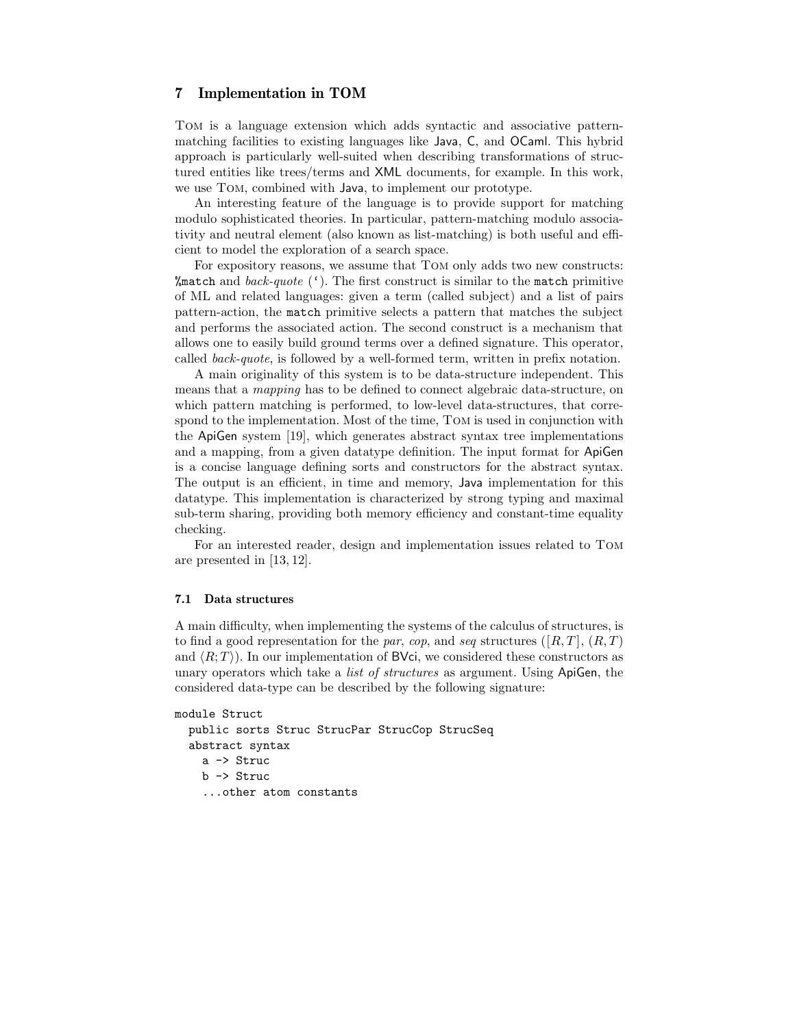## 7 Implementation in TOM

Tom is a language extension which adds syntactic and associative pattern-matching facilities to existing languages like Java, C, and OCaml. This hybrid approach is particularly well-suited when describing transformations of structured entities like trees/terms and XML documents, for example. In this work, we use Tom, combined with Java, to implement our prototype.

An interesting feature of the language is to provide support for matching modulo sophisticated theories. In particular, pattern-matching modulo associativity and neutral element (also known as list-matching) is both useful and efficient to model the exploration of a search space.

For expository reasons, we assume that Tom only adds two new constructs: `%match` and *back-quote* (`). The first construct is similar to the `match` primitive of ML and related languages: given a term (called subject) and a list of pairs pattern-action, the `match` primitive selects a pattern that matches the subject and performs the associated action. The second construct is a mechanism that allows one to easily build ground terms over a defined signature. This operator, called *back-quote*, is followed by a well-formed term, written in prefix notation.

A main originality of this system is to be data-structure independent. This means that a *mapping* has to be defined to connect algebraic data-structure, on which pattern matching is performed, to low-level data-structures, that correspond to the implementation. Most of the time, Tom is used in conjunction with the ApiGen system [19], which generates abstract syntax tree implementations and a mapping, from a given datatype definition. The input format for ApiGen is a concise language defining sorts and constructors for the abstract syntax. The output is an efficient, in time and memory, Java implementation for this datatype. This implementation is characterized by strong typing and maximal sub-term sharing, providing both memory efficiency and constant-time equality checking.

For an interested reader, design and implementation issues related to Tom are presented in [13, 12].

### 7.1 Data structures

A main difficulty, when implementing the systems of the calculus of structures, is to find a good representation for the *par*, *cop*, and *seq* structures ($[R, T]$, $(R, T)$ and $\langle R; T\rangle$). In our implementation of BVci, we considered these constructors as unary operators which take a *list of structures* as argument. Using ApiGen, the considered data-type can be described by the following signature:

```
module Struct
  public sorts Struc StrucPar StrucCop StrucSeq
  abstract syntax
    a -> Struc
    b -> Struc
    ...other atom constants
```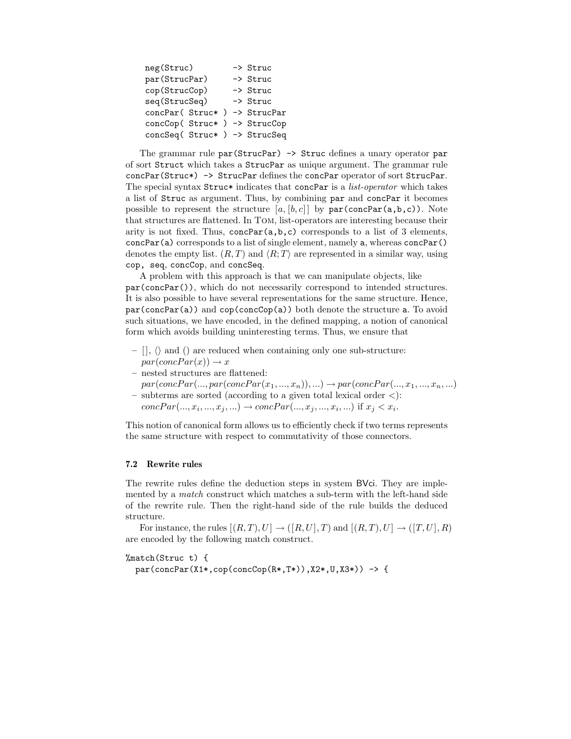```
neg(Struc)          -> Struc
par(StrucPar)       -> Struc
cop(StrucCop)       -> Struc
seq(StrucSeq)       -> Struc
concPar( Struc* ) -> StrucPar
concCop( Struc* ) -> StrucCop
concSeq( Struc* ) -> StrucSeq
```

The grammar rule `par(StrucPar) -> Struc` defines a unary operator `par` of sort `Struct` which takes a `StrucPar` as unique argument. The grammar rule `concPar(Struc*) -> StrucPar` defines the `concPar` operator of sort `StrucPar`. The special syntax `Struc*` indicates that `concPar` is a *list-operator* which takes a list of `Struc` as argument. Thus, by combining `par` and `concPar` it becomes possible to represent the structure $[a, [b, c]]$ by `par(concPar(a,b,c))`. Note that structures are flattened. In Tom, list-operators are interesting because their arity is not fixed. Thus, `concPar(a,b,c)` corresponds to a list of 3 elements, `concPar(a)` corresponds to a list of single element, namely `a`, whereas `concPar()` denotes the empty list. $(R, T)$ and $\langle R; T\rangle$ are represented in a similar way, using `cop`, `seq`, `concCop`, and `concSeq`.

A problem with this approach is that we can manipulate objects, like `par(concPar())`, which do not necessarily correspond to intended structures. It is also possible to have several representations for the same structure. Hence, `par(concPar(a))` and `cop(concCop(a))` both denote the structure `a`. To avoid such situations, we have encoded, in the defined mapping, a notion of canonical form which avoids building uninteresting terms. Thus, we ensure that

- $[]$, $\langle\rangle$ and $()$ are reduced when containing only one sub-structure: $par(concPar(x)) \to x$
- nested structures are flattened: $par(concPar(..., par(concPar(x_1, ..., x_n)), ...) \to par(concPar(..., x_1, ..., x_n, ...)$
- subterms are sorted (according to a given total lexical order $<$): $concPar(..., x_i, ..., x_j, ...) \to concPar(..., x_j, ..., x_i, ...)$ if $x_j < x_i$.

This notion of canonical form allows us to efficiently check if two terms represents the same structure with respect to commutativity of those connectors.

### 7.2 Rewrite rules

The rewrite rules define the deduction steps in system BVci. They are implemented by a *match* construct which matches a sub-term with the left-hand side of the rewrite rule. Then the right-hand side of the rule builds the deduced structure.

For instance, the rules $[(R, T), U] \to ([R, U], T)$ and $[(R, T), U] \to ([T, U], R)$ are encoded by the following match construct.

```
%match(Struc t) {
  par(concPar(X1*,cop(concCop(R*,T*)),X2*,U,X3*)) -> {
```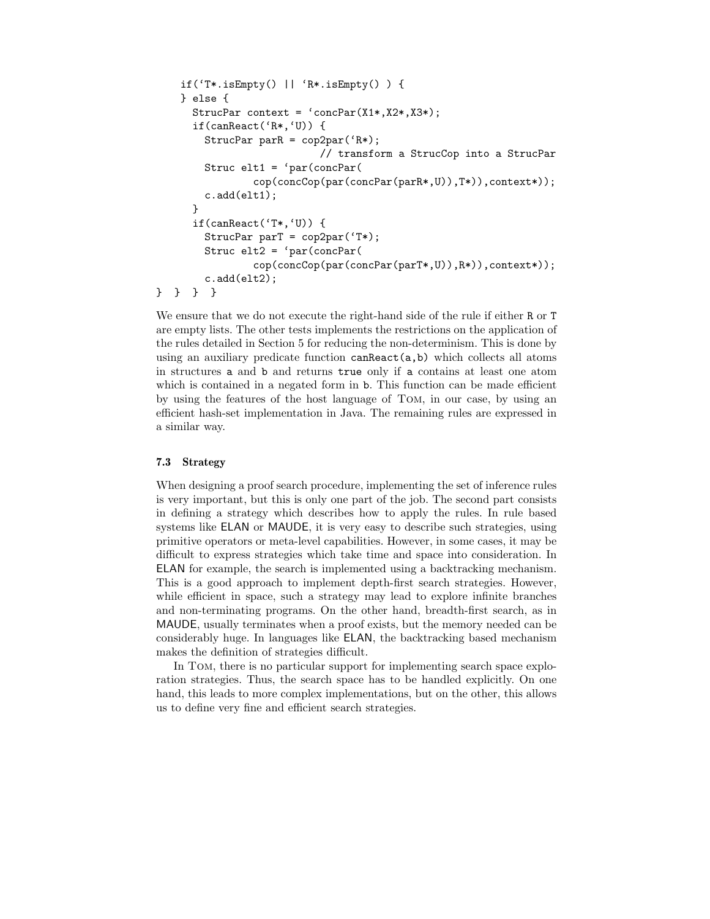```
    if(`T*.isEmpty() || `R*.isEmpty() ) {
    } else {
      StrucPar context = `concPar(X1*,X2*,X3*);
      if(canReact(`R*,`U)) {
        StrucPar parR = cop2par(`R*);
                          // transform a StrucCop into a StrucPar
        Struc elt1 = `par(concPar(
                cop(concCop(par(concPar(parR*,U)),T*)),context*));
        c.add(elt1);
      }
      if(canReact(`T*,`U)) {
        StrucPar parT = cop2par(`T*);
        Struc elt2 = `par(concPar(
                cop(concCop(par(concPar(parT*,U)),R*)),context*));
        c.add(elt2);
} } } }
```

We ensure that we do not execute the right-hand side of the rule if either `R` or `T` are empty lists. The other tests implements the restrictions on the application of the rules detailed in Section 5 for reducing the non-determinism. This is done by using an auxiliary predicate function `canReact(a,b)` which collects all atoms in structures `a` and `b` and returns `true` only if `a` contains at least one atom which is contained in a negated form in `b`. This function can be made efficient by using the features of the host language of Tom, in our case, by using an efficient hash-set implementation in Java. The remaining rules are expressed in a similar way.

### 7.3 Strategy

When designing a proof search procedure, implementing the set of inference rules is very important, but this is only one part of the job. The second part consists in defining a strategy which describes how to apply the rules. In rule based systems like ELAN or MAUDE, it is very easy to describe such strategies, using primitive operators or meta-level capabilities. However, in some cases, it may be difficult to express strategies which take time and space into consideration. In ELAN for example, the search is implemented using a backtracking mechanism. This is a good approach to implement depth-first search strategies. However, while efficient in space, such a strategy may lead to explore infinite branches and non-terminating programs. On the other hand, breadth-first search, as in MAUDE, usually terminates when a proof exists, but the memory needed can be considerably huge. In languages like ELAN, the backtracking based mechanism makes the definition of strategies difficult.

In Tom, there is no particular support for implementing search space exploration strategies. Thus, the search space has to be handled explicitly. On one hand, this leads to more complex implementations, but on the other, this allows us to define very fine and efficient search strategies.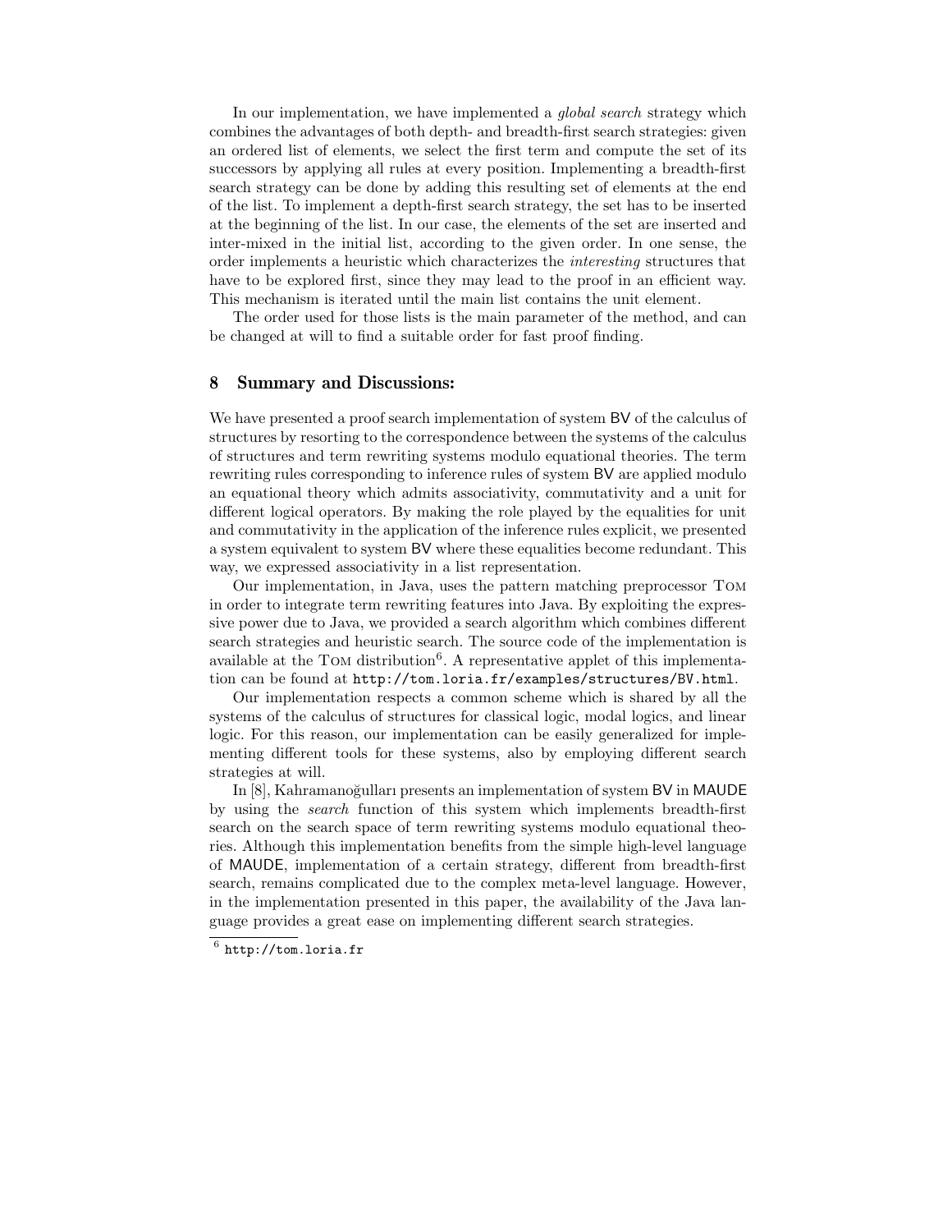In our implementation, we have implemented a *global search* strategy which combines the advantages of both depth- and breadth-first search strategies: given an ordered list of elements, we select the first term and compute the set of its successors by applying all rules at every position. Implementing a breadth-first search strategy can be done by adding this resulting set of elements at the end of the list. To implement a depth-first search strategy, the set has to be inserted at the beginning of the list. In our case, the elements of the set are inserted and inter-mixed in the initial list, according to the given order. In one sense, the order implements a heuristic which characterizes the *interesting* structures that have to be explored first, since they may lead to the proof in an efficient way. This mechanism is iterated until the main list contains the unit element.

The order used for those lists is the main parameter of the method, and can be changed at will to find a suitable order for fast proof finding.

## 8 Summary and Discussions:

We have presented a proof search implementation of system BV of the calculus of structures by resorting to the correspondence between the systems of the calculus of structures and term rewriting systems modulo equational theories. The term rewriting rules corresponding to inference rules of system BV are applied modulo an equational theory which admits associativity, commutativity and a unit for different logical operators. By making the role played by the equalities for unit and commutativity in the application of the inference rules explicit, we presented a system equivalent to system BV where these equalities become redundant. This way, we expressed associativity in a list representation.

Our implementation, in Java, uses the pattern matching preprocessor Tom in order to integrate term rewriting features into Java. By exploiting the expressive power due to Java, we provided a search algorithm which combines different search strategies and heuristic search. The source code of the implementation is available at the Tom distribution[6]. A representative applet of this implementation can be found at `http://tom.loria.fr/examples/structures/BV.html`.

Our implementation respects a common scheme which is shared by all the systems of the calculus of structures for classical logic, modal logics, and linear logic. For this reason, our implementation can be easily generalized for implementing different tools for these systems, also by employing different search strategies at will.

In [8], Kahramanoğulları presents an implementation of system BV in MAUDE by using the *search* function of this system which implements breadth-first search on the search space of term rewriting systems modulo equational theories. Although this implementation benefits from the simple high-level language of MAUDE, implementation of a certain strategy, different from breadth-first search, remains complicated due to the complex meta-level language. However, in the implementation presented in this paper, the availability of the Java language provides a great ease on implementing different search strategies.

---

[6] `http://tom.loria.fr`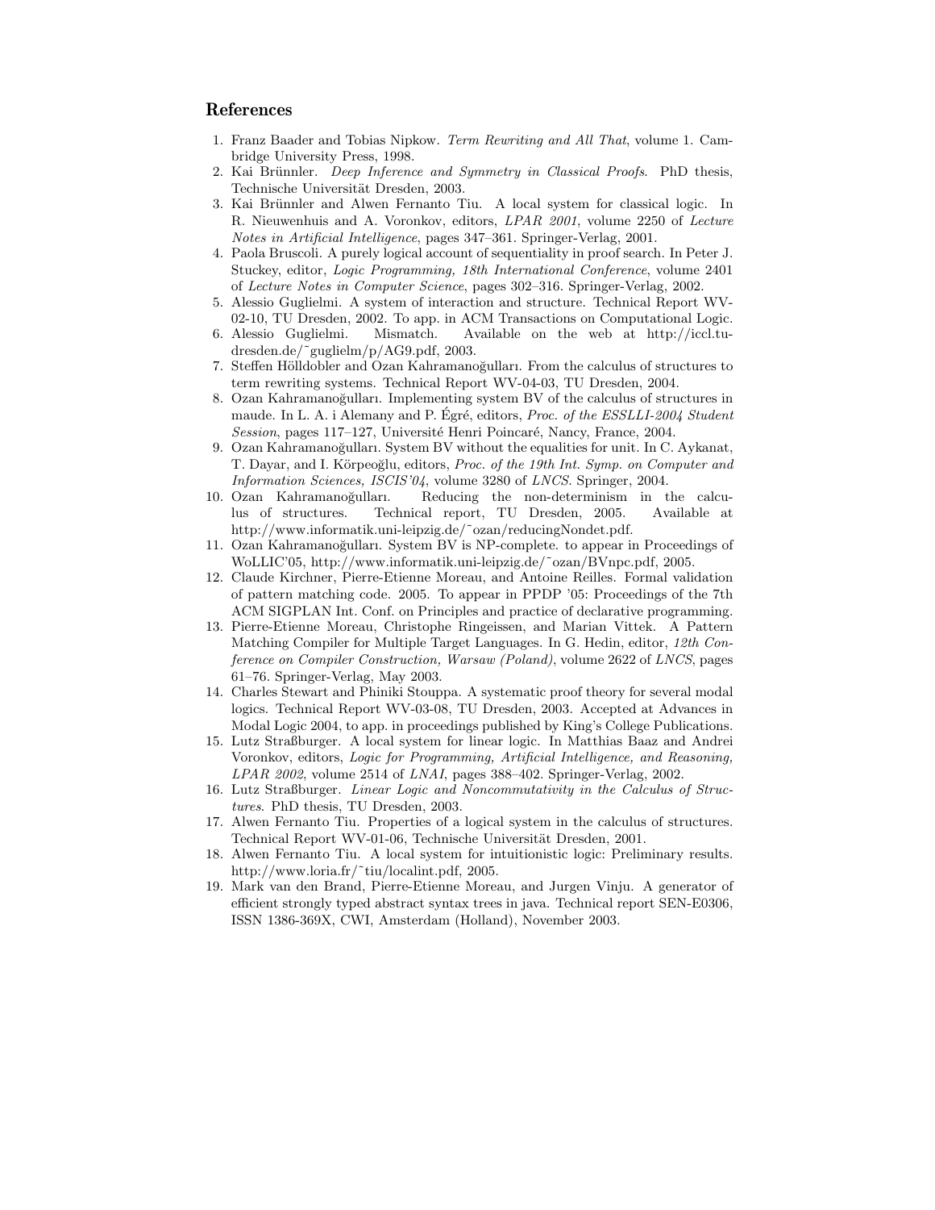## References

1. Franz Baader and Tobias Nipkow. *Term Rewriting and All That*, volume 1. Cambridge University Press, 1998.
2. Kai Brünnler. *Deep Inference and Symmetry in Classical Proofs*. PhD thesis, Technische Universität Dresden, 2003.
3. Kai Brünnler and Alwen Fernanto Tiu. A local system for classical logic. In R. Nieuwenhuis and A. Voronkov, editors, *LPAR 2001*, volume 2250 of *Lecture Notes in Artificial Intelligence*, pages 347–361. Springer-Verlag, 2001.
4. Paola Bruscoli. A purely logical account of sequentiality in proof search. In Peter J. Stuckey, editor, *Logic Programming, 18th International Conference*, volume 2401 of *Lecture Notes in Computer Science*, pages 302–316. Springer-Verlag, 2002.
5. Alessio Guglielmi. A system of interaction and structure. Technical Report WV-02-10, TU Dresden, 2002. To app. in ACM Transactions on Computational Logic.
6. Alessio Guglielmi. Mismatch. Available on the web at http://iccl.tu-dresden.de/˜guglielm/p/AG9.pdf, 2003.
7. Steffen Hölldobler and Ozan Kahramanoğulları. From the calculus of structures to term rewriting systems. Technical Report WV-04-03, TU Dresden, 2004.
8. Ozan Kahramanoğulları. Implementing system BV of the calculus of structures in maude. In L. A. i Alemany and P. Égré, editors, *Proc. of the ESSLLI-2004 Student Session*, pages 117–127, Université Henri Poincaré, Nancy, France, 2004.
9. Ozan Kahramanoğulları. System BV without the equalities for unit. In C. Aykanat, T. Dayar, and I. Körpeoğlu, editors, *Proc. of the 19th Int. Symp. on Computer and Information Sciences, ISCIS'04*, volume 3280 of *LNCS*. Springer, 2004.
10. Ozan Kahramanoğulları. Reducing the non-determinism in the calculus of structures. Technical report, TU Dresden, 2005. Available at http://www.informatik.uni-leipzig.de/˜ozan/reducingNondet.pdf.
11. Ozan Kahramanoğulları. System BV is NP-complete. to appear in Proceedings of WoLLIC'05, http://www.informatik.uni-leipzig.de/˜ozan/BVnpc.pdf, 2005.
12. Claude Kirchner, Pierre-Etienne Moreau, and Antoine Reilles. Formal validation of pattern matching code. 2005. To appear in PPDP '05: Proceedings of the 7th ACM SIGPLAN Int. Conf. on Principles and practice of declarative programming.
13. Pierre-Etienne Moreau, Christophe Ringeissen, and Marian Vittek. A Pattern Matching Compiler for Multiple Target Languages. In G. Hedin, editor, *12th Conference on Compiler Construction, Warsaw (Poland)*, volume 2622 of *LNCS*, pages 61–76. Springer-Verlag, May 2003.
14. Charles Stewart and Phiniki Stouppa. A systematic proof theory for several modal logics. Technical Report WV-03-08, TU Dresden, 2003. Accepted at Advances in Modal Logic 2004, to app. in proceedings published by King's College Publications.
15. Lutz Straßburger. A local system for linear logic. In Matthias Baaz and Andrei Voronkov, editors, *Logic for Programming, Artificial Intelligence, and Reasoning, LPAR 2002*, volume 2514 of *LNAI*, pages 388–402. Springer-Verlag, 2002.
16. Lutz Straßburger. *Linear Logic and Noncommutativity in the Calculus of Structures*. PhD thesis, TU Dresden, 2003.
17. Alwen Fernanto Tiu. Properties of a logical system in the calculus of structures. Technical Report WV-01-06, Technische Universität Dresden, 2001.
18. Alwen Fernanto Tiu. A local system for intuitionistic logic: Preliminary results. http://www.loria.fr/˜tiu/localint.pdf, 2005.
19. Mark van den Brand, Pierre-Etienne Moreau, and Jurgen Vinju. A generator of efficient strongly typed abstract syntax trees in java. Technical report SEN-E0306, ISSN 1386-369X, CWI, Amsterdam (Holland), November 2003.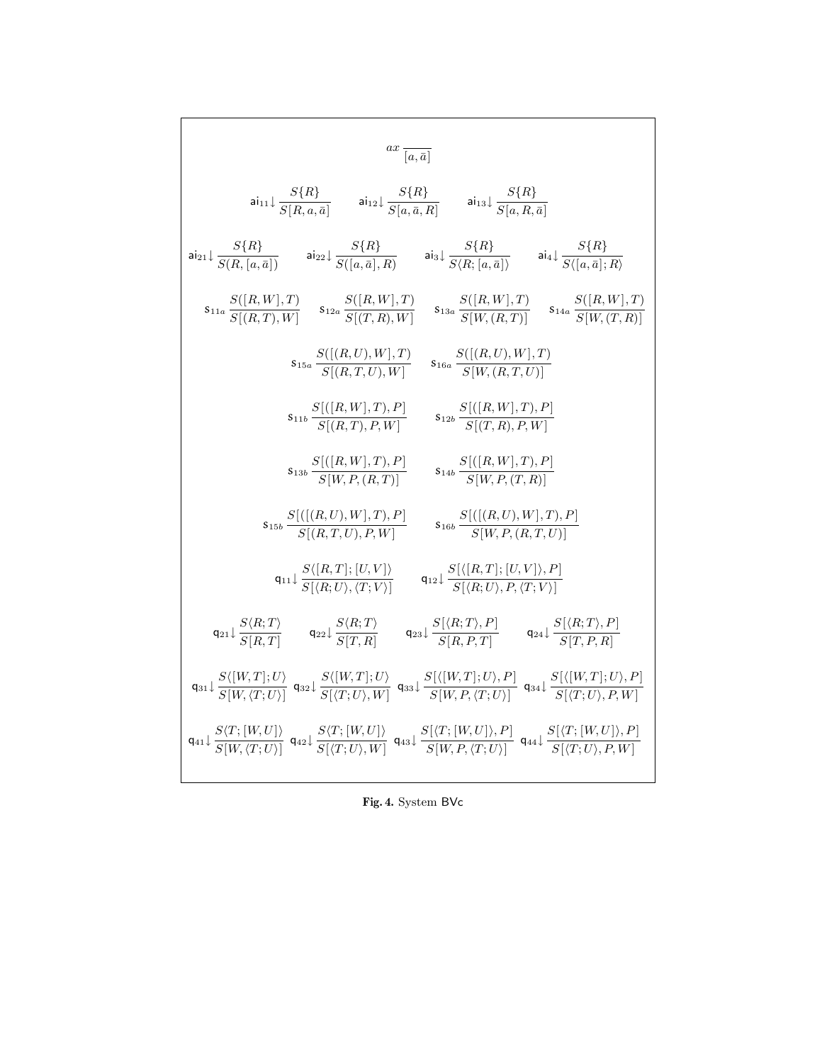$$ax\ \frac{}{[a, \bar{a}]}$$

$$\mathsf{ai}_{11}\!\downarrow \frac{S\{R\}}{S[R, a, \bar{a}]} \qquad \mathsf{ai}_{12}\!\downarrow \frac{S\{R\}}{S[a, \bar{a}, R]} \qquad \mathsf{ai}_{13}\!\downarrow \frac{S\{R\}}{S[a, R, \bar{a}]}$$

$$\mathsf{ai}_{21}\!\downarrow \frac{S\{R\}}{S(R, [a, \bar{a}])} \qquad \mathsf{ai}_{22}\!\downarrow \frac{S\{R\}}{S([a, \bar{a}], R)} \qquad \mathsf{ai}_{3}\!\downarrow \frac{S\{R\}}{S\langle R; [a, \bar{a}]\rangle} \qquad \mathsf{ai}_{4}\!\downarrow \frac{S\{R\}}{S\langle [a, \bar{a}]; R\rangle}$$

$$\mathsf{s}_{11a}\ \frac{S([R, W], T)}{S[(R, T), W]} \qquad \mathsf{s}_{12a}\ \frac{S([R, W], T)}{S[(T, R), W]} \qquad \mathsf{s}_{13a}\ \frac{S([R, W], T)}{S[W, (R, T)]} \qquad \mathsf{s}_{14a}\ \frac{S([R, W], T)}{S[W, (T, R)]}$$

$$\mathsf{s}_{15a}\ \frac{S([(R, U), W], T)}{S[(R, T, U), W]} \qquad \mathsf{s}_{16a}\ \frac{S([(R, U), W], T)}{S[W, (R, T, U)]}$$

$$\mathsf{s}_{11b}\ \frac{S[([R, W], T), P]}{S[(R, T), P, W]} \qquad \mathsf{s}_{12b}\ \frac{S[([R, W], T), P]}{S[(T, R), P, W]}$$

$$\mathsf{s}_{13b}\ \frac{S[([R, W], T), P]}{S[W, P, (R, T)]} \qquad \mathsf{s}_{14b}\ \frac{S[([R, W], T), P]}{S[W, P, (T, R)]}$$

$$\mathsf{s}_{15b}\ \frac{S[([(R, U), W], T), P]}{S[(R, T, U), P, W]} \qquad \mathsf{s}_{16b}\ \frac{S[([(R, U), W], T), P]}{S[W, P, (R, T, U)]}$$

$$\mathsf{q}_{11}\!\downarrow \frac{S\langle [R, T]; [U, V]\rangle}{S[\langle R; U\rangle, \langle T; V\rangle]} \qquad \mathsf{q}_{12}\!\downarrow \frac{S[\langle [R, T]; [U, V]\rangle, P]}{S[\langle R; U\rangle, P, \langle T; V\rangle]}$$

$$\mathsf{q}_{21}\!\downarrow \frac{S\langle R; T\rangle}{S[R, T]} \qquad \mathsf{q}_{22}\!\downarrow \frac{S\langle R; T\rangle}{S[T, R]} \qquad \mathsf{q}_{23}\!\downarrow \frac{S[\langle R; T\rangle, P]}{S[R, P, T]} \qquad \mathsf{q}_{24}\!\downarrow \frac{S[\langle R; T\rangle, P]}{S[T, P, R]}$$

$$\mathsf{q}_{31}\!\downarrow \frac{S\langle [W, T]; U\rangle}{S[W, \langle T; U\rangle]} \quad \mathsf{q}_{32}\!\downarrow \frac{S\langle [W, T]; U\rangle}{S[\langle T; U\rangle, W]} \quad \mathsf{q}_{33}\!\downarrow \frac{S[\langle [W, T]; U\rangle, P]}{S[W, P, \langle T; U\rangle]} \quad \mathsf{q}_{34}\!\downarrow \frac{S[\langle [W, T]; U\rangle, P]}{S[\langle T; U\rangle, P, W]}$$

$$\mathsf{q}_{41}\!\downarrow \frac{S\langle T; [W, U]\rangle}{S[W, \langle T; U\rangle]} \quad \mathsf{q}_{42}\!\downarrow \frac{S\langle T; [W, U]\rangle}{S[\langle T; U\rangle, W]} \quad \mathsf{q}_{43}\!\downarrow \frac{S[\langle T; [W, U]\rangle, P]}{S[W, P, \langle T; U\rangle]} \quad \mathsf{q}_{44}\!\downarrow \frac{S[\langle T; [W, U]\rangle, P]}{S[\langle T; U\rangle, P, W]}$$

**Fig. 4.** System BVc